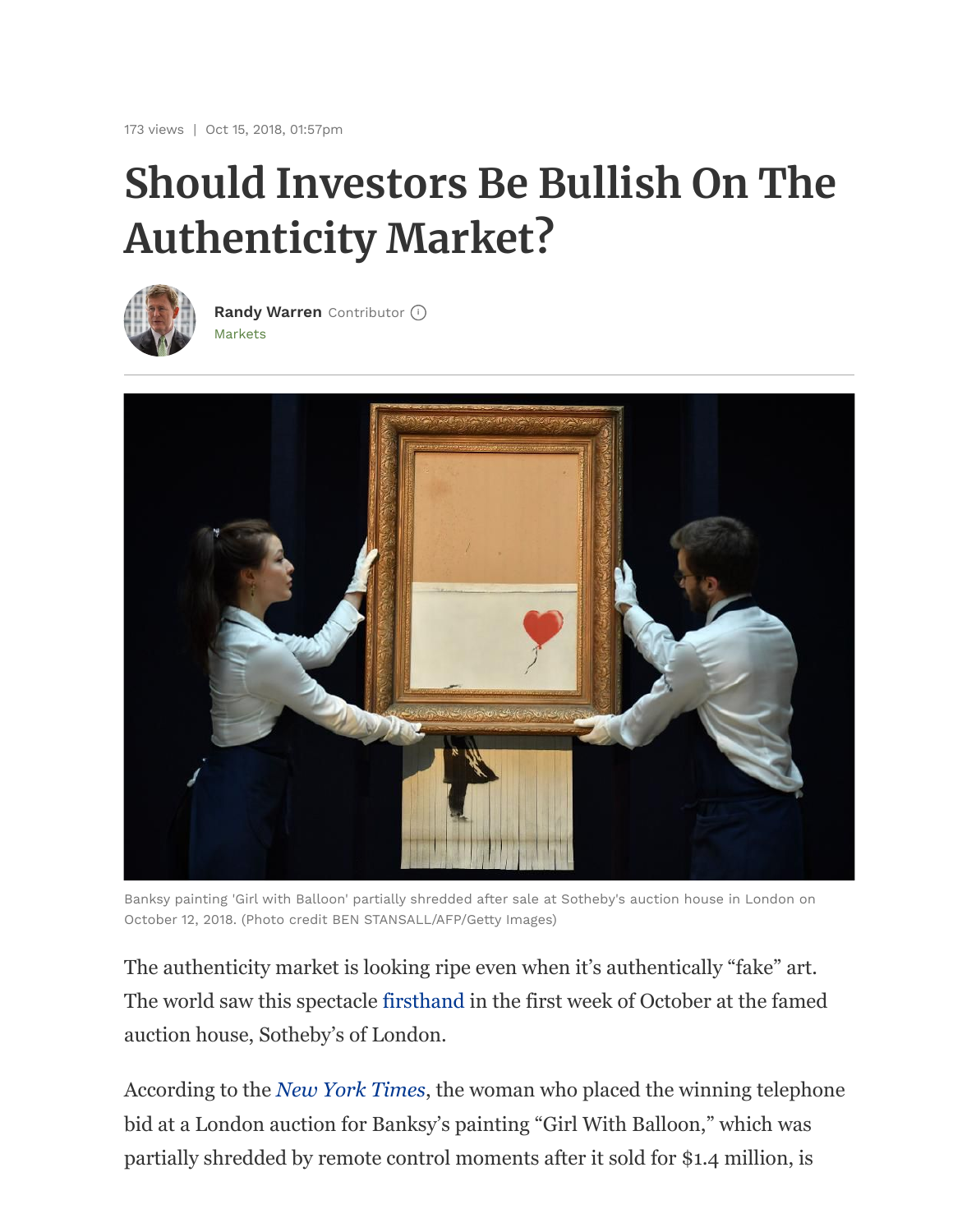173 views | Oct 15, 2018, 01:57pm

# Should Investors Be Bullish On The Authenticity Market?

**Randy Warren** Contributor
Markets

Banksy painting 'Girl with Balloon' partially shredded after sale at Sotheby's auction house in London on October 12, 2018. (Photo credit BEN STANSALL/AFP/Getty Images)

The authenticity market is looking ripe even when it's authentically "fake" art. The world saw this spectacle firsthand in the first week of October at the famed auction house, Sotheby's of London.

According to the *New York Times*, the woman who placed the winning telephone bid at a London auction for Banksy's painting "Girl With Balloon," which was partially shredded by remote control moments after it sold for $1.4 million, is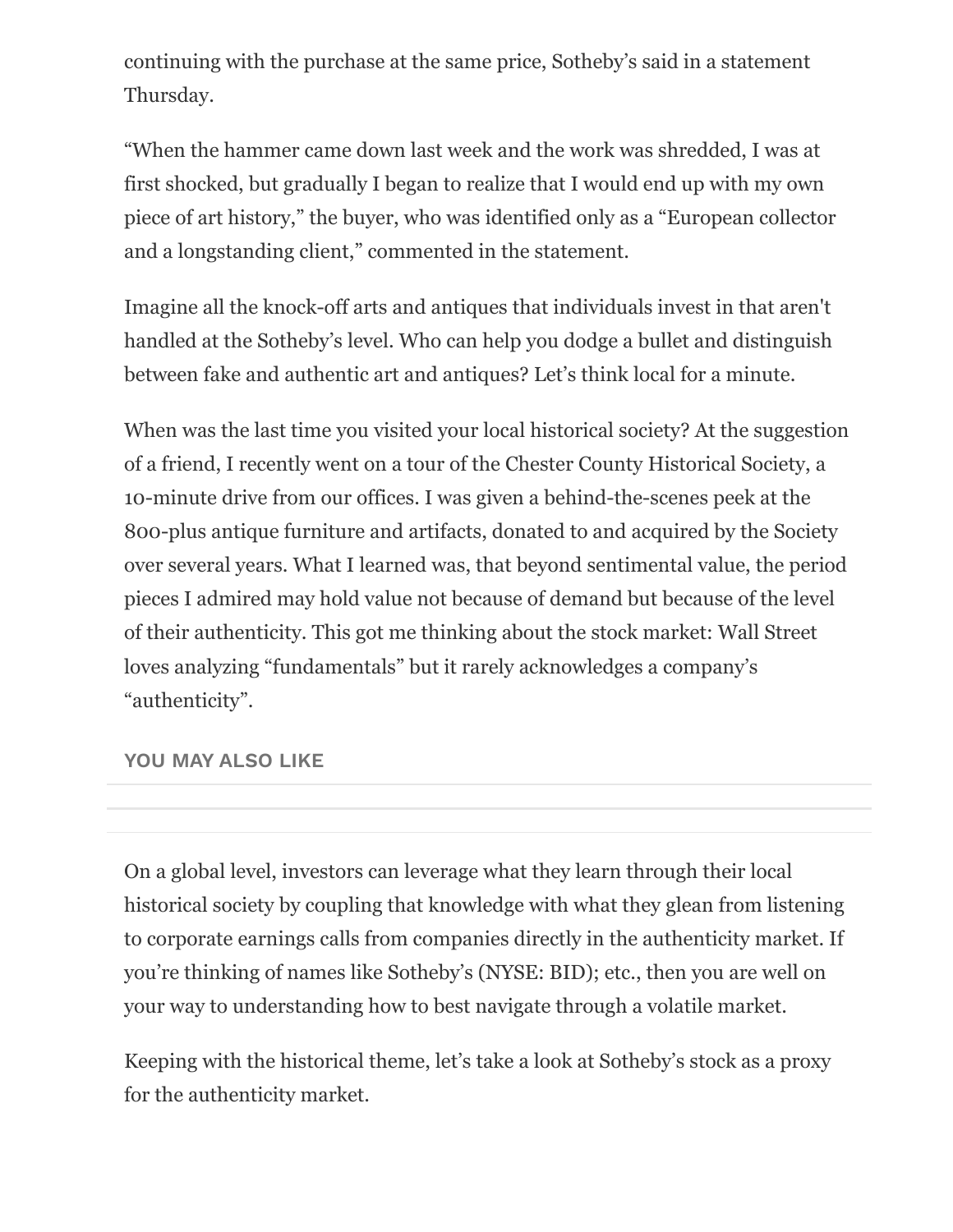continuing with the purchase at the same price, Sotheby's said in a statement Thursday.

"When the hammer came down last week and the work was shredded, I was at first shocked, but gradually I began to realize that I would end up with my own piece of art history," the buyer, who was identified only as a "European collector and a longstanding client," commented in the statement.

Imagine all the knock-off arts and antiques that individuals invest in that aren't handled at the Sotheby's level. Who can help you dodge a bullet and distinguish between fake and authentic art and antiques? Let's think local for a minute.

When was the last time you visited your local historical society? At the suggestion of a friend, I recently went on a tour of the Chester County Historical Society, a 10-minute drive from our offices. I was given a behind-the-scenes peek at the 800-plus antique furniture and artifacts, donated to and acquired by the Society over several years. What I learned was, that beyond sentimental value, the period pieces I admired may hold value not because of demand but because of the level of their authenticity. This got me thinking about the stock market: Wall Street loves analyzing "fundamentals" but it rarely acknowledges a company's "authenticity".

YOU MAY ALSO LIKE

On a global level, investors can leverage what they learn through their local historical society by coupling that knowledge with what they glean from listening to corporate earnings calls from companies directly in the authenticity market. If you're thinking of names like Sotheby's (NYSE: BID); etc., then you are well on your way to understanding how to best navigate through a volatile market.

Keeping with the historical theme, let's take a look at Sotheby's stock as a proxy for the authenticity market.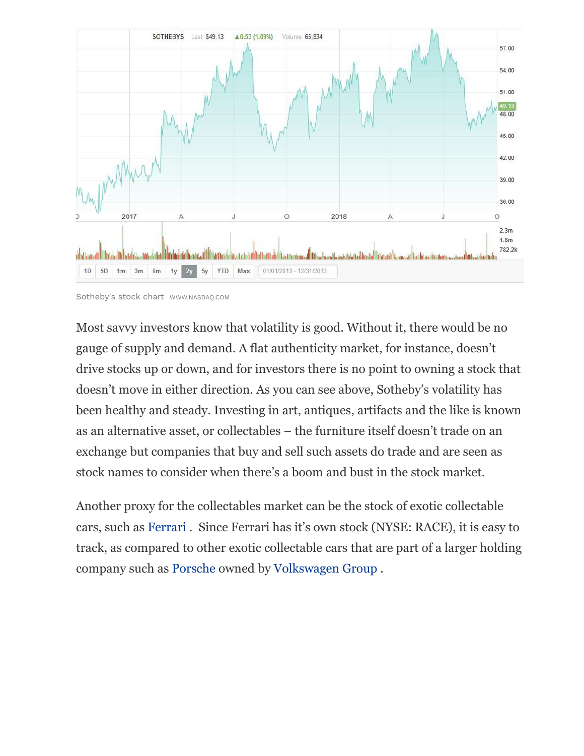Sotheby's stock chart WWW.NASDAQ.COM

Most savvy investors know that volatility is good. Without it, there would be no gauge of supply and demand. A flat authenticity market, for instance, doesn't drive stocks up or down, and for investors there is no point to owning a stock that doesn't move in either direction. As you can see above, Sotheby's volatility has been healthy and steady. Investing in art, antiques, artifacts and the like is known as an alternative asset, or collectables – the furniture itself doesn't trade on an exchange but companies that buy and sell such assets do trade and are seen as stock names to consider when there's a boom and bust in the stock market.

Another proxy for the collectables market can be the stock of exotic collectable cars, such as Ferrari . Since Ferrari has it's own stock (NYSE: RACE), it is easy to track, as compared to other exotic collectable cars that are part of a larger holding company such as Porsche owned by Volkswagen Group .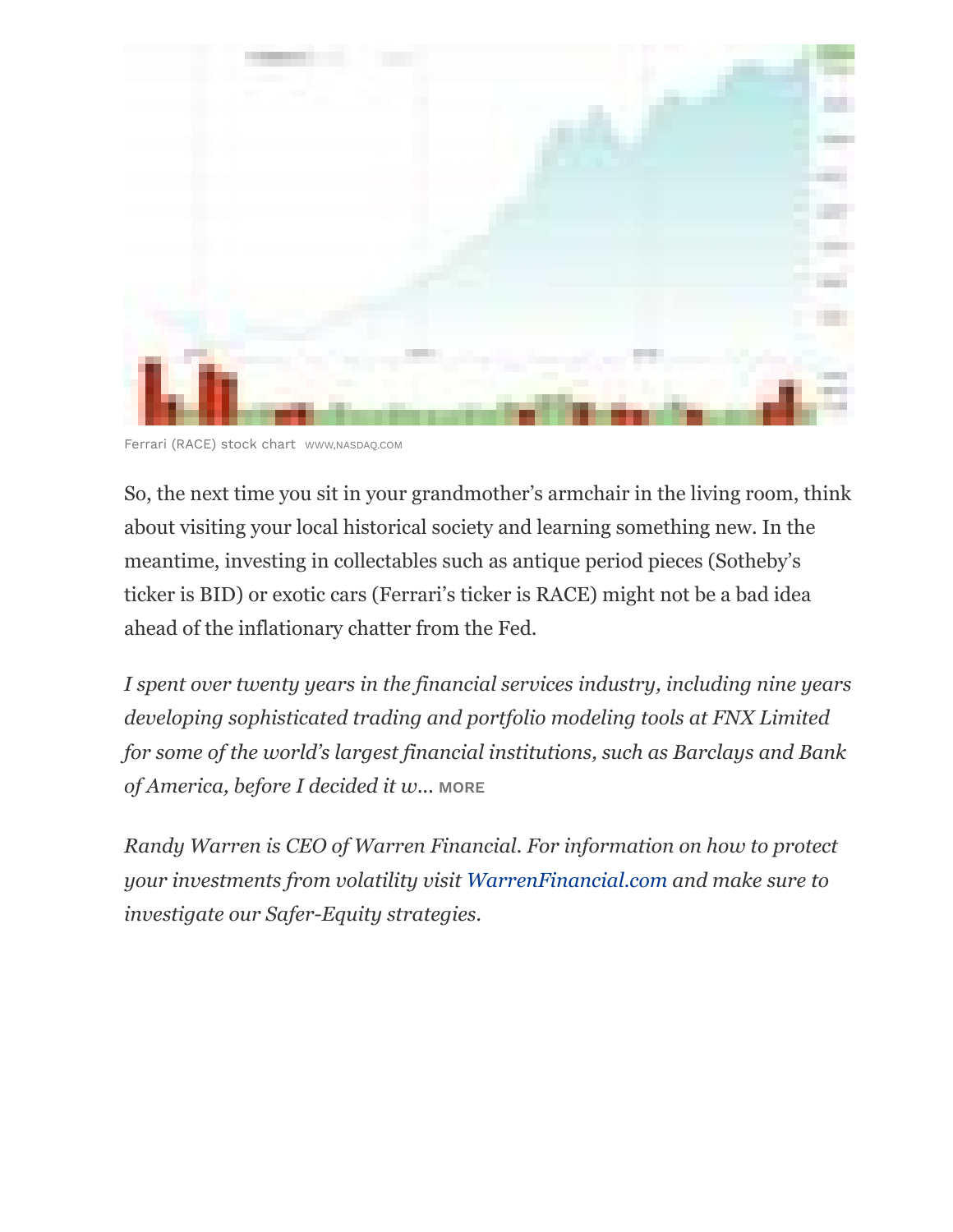Ferrari (RACE) stock chart WWW,NASDAQ.COM

So, the next time you sit in your grandmother's armchair in the living room, think about visiting your local historical society and learning something new. In the meantime, investing in collectables such as antique period pieces (Sotheby's ticker is BID) or exotic cars (Ferrari's ticker is RACE) might not be a bad idea ahead of the inflationary chatter from the Fed.

*I spent over twenty years in the financial services industry, including nine years developing sophisticated trading and portfolio modeling tools at FNX Limited for some of the world's largest financial institutions, such as Barclays and Bank of America, before I decided it w...* MORE

*Randy Warren is CEO of Warren Financial. For information on how to protect your investments from volatility visit WarrenFinancial.com and make sure to investigate our Safer-Equity strategies.*